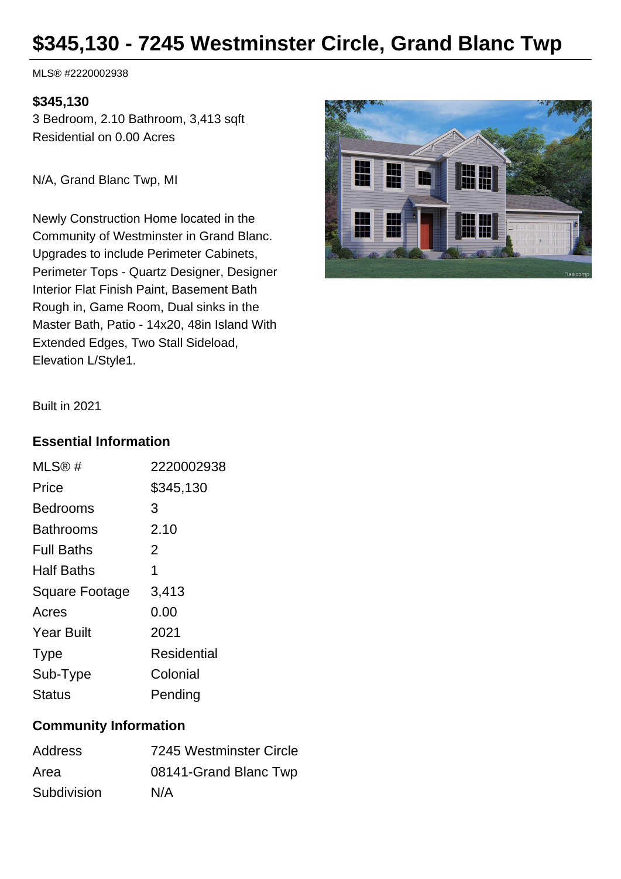# $345,130 - 7245 Westminster Circle, Grand Blanc Twp

MLS® #2220002938

**$345,130**

3 Bedroom, 2.10 Bathroom, 3,413 sqft
Residential on 0.00 Acres

N/A, Grand Blanc Twp, MI

Newly Construction Home located in the Community of Westminster in Grand Blanc. Upgrades to include Perimeter Cabinets, Perimeter Tops - Quartz Designer, Designer Interior Flat Finish Paint, Basement Bath Rough in, Game Room, Dual sinks in the Master Bath, Patio - 14x20, 48in Island With Extended Edges, Two Stall Sideload, Elevation L/Style1.

Built in 2021

### Essential Information

| | |
|---|---|
| MLS® # | 2220002938 |
| Price | $345,130 |
| Bedrooms | 3 |
| Bathrooms | 2.10 |
| Full Baths | 2 |
| Half Baths | 1 |
| Square Footage | 3,413 |
| Acres | 0.00 |
| Year Built | 2021 |
| Type | Residential |
| Sub-Type | Colonial |
| Status | Pending |

### Community Information

| | |
|---|---|
| Address | 7245 Westminster Circle |
| Area | 08141-Grand Blanc Twp |
| Subdivision | N/A |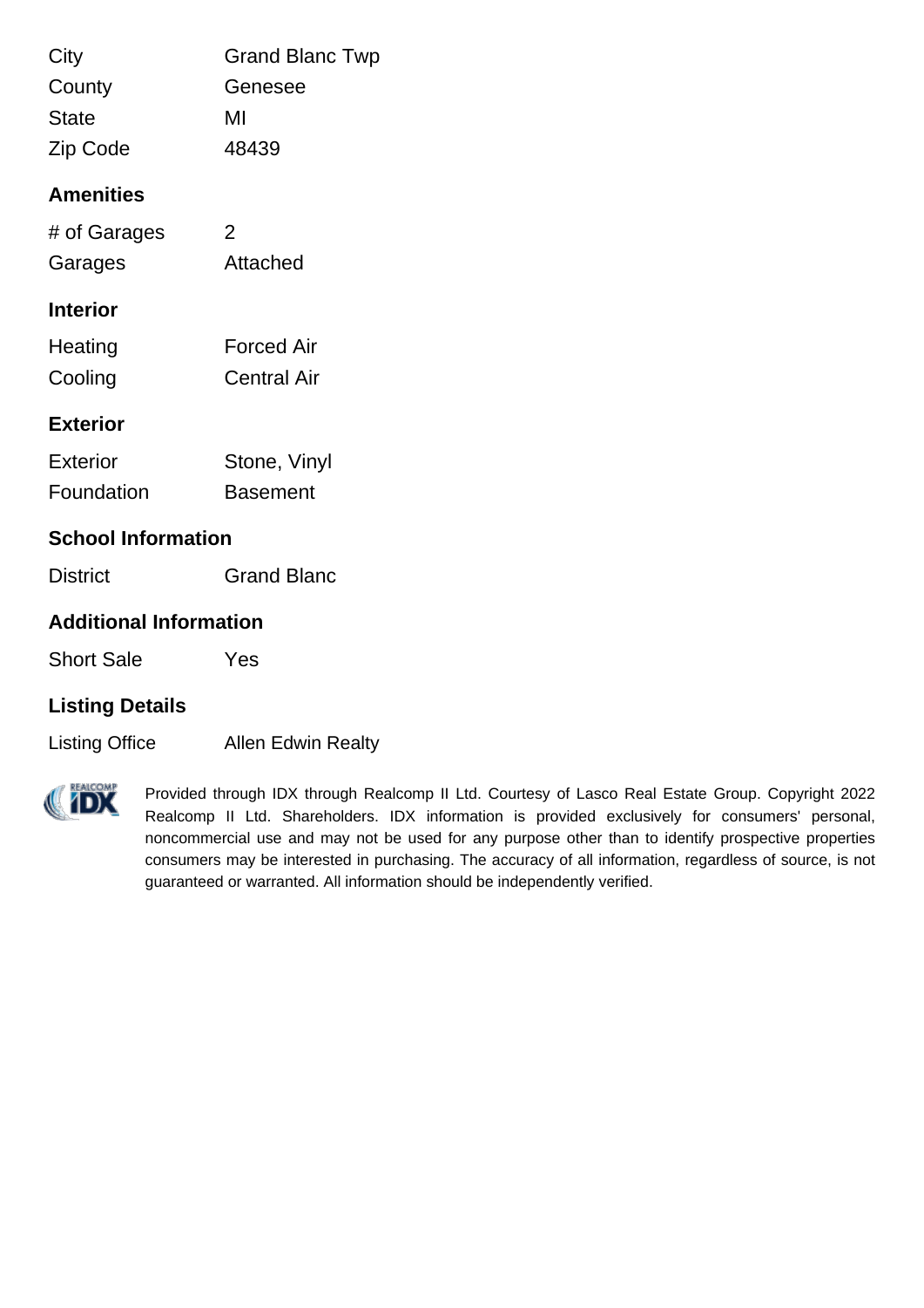| | |
|---|---|
| City | Grand Blanc Twp |
| County | Genesee |
| State | MI |
| Zip Code | 48439 |

## Amenities

| | |
|---|---|
| # of Garages | 2 |
| Garages | Attached |

## Interior

| | |
|---|---|
| Heating | Forced Air |
| Cooling | Central Air |

## Exterior

| | |
|---|---|
| Exterior | Stone, Vinyl |
| Foundation | Basement |

## School Information

| | |
|---|---|
| District | Grand Blanc |

## Additional Information

| | |
|---|---|
| Short Sale | Yes |

## Listing Details

| | |
|---|---|
| Listing Office | Allen Edwin Realty |

Provided through IDX through Realcomp II Ltd. Courtesy of Lasco Real Estate Group. Copyright 2022 Realcomp II Ltd. Shareholders. IDX information is provided exclusively for consumers' personal, noncommercial use and may not be used for any purpose other than to identify prospective properties consumers may be interested in purchasing. The accuracy of all information, regardless of source, is not guaranteed or warranted. All information should be independently verified.